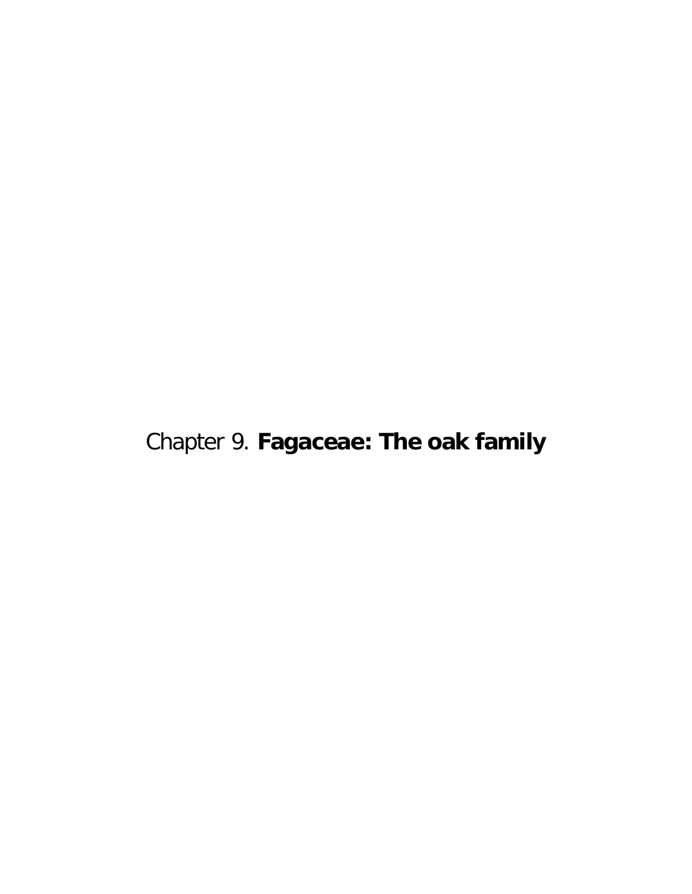# Chapter 9. **Fagaceae: The oak family**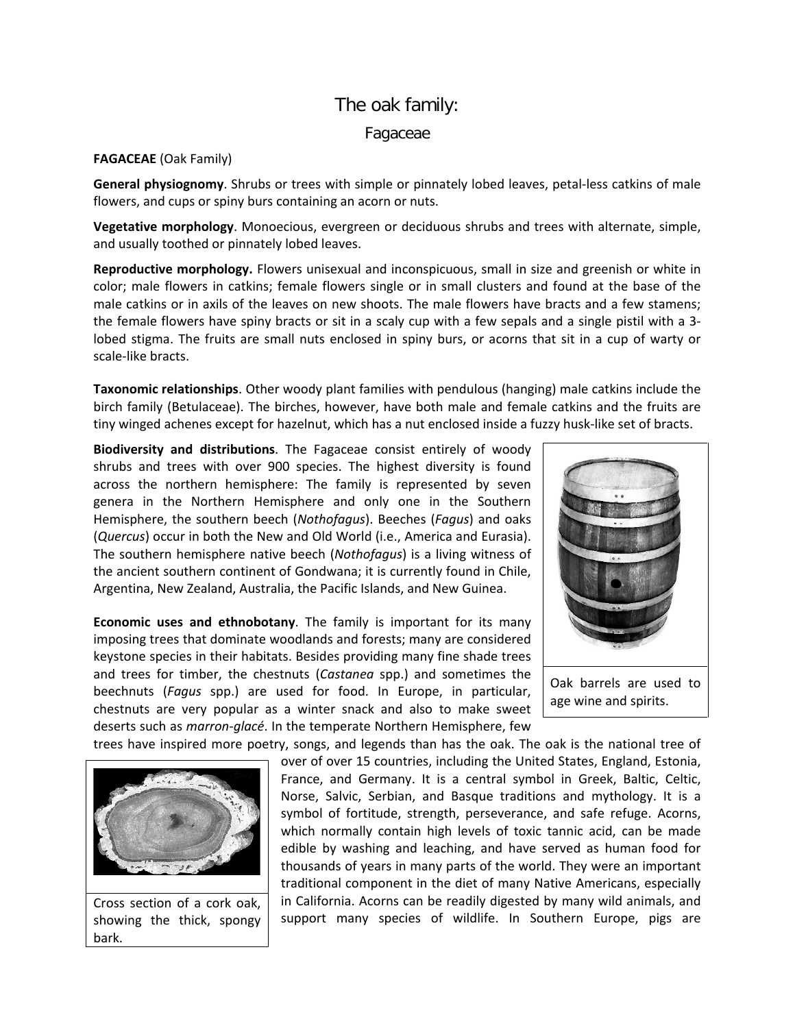# The oak family:

## Fagaceae

**FAGACEAE** (Oak Family)

**General physiognomy**. Shrubs or trees with simple or pinnately lobed leaves, petal-less catkins of male flowers, and cups or spiny burs containing an acorn or nuts.

**Vegetative morphology**. Monoecious, evergreen or deciduous shrubs and trees with alternate, simple, and usually toothed or pinnately lobed leaves.

**Reproductive morphology.** Flowers unisexual and inconspicuous, small in size and greenish or white in color; male flowers in catkins; female flowers single or in small clusters and found at the base of the male catkins or in axils of the leaves on new shoots. The male flowers have bracts and a few stamens; the female flowers have spiny bracts or sit in a scaly cup with a few sepals and a single pistil with a 3-lobed stigma. The fruits are small nuts enclosed in spiny burs, or acorns that sit in a cup of warty or scale-like bracts.

**Taxonomic relationships**. Other woody plant families with pendulous (hanging) male catkins include the birch family (Betulaceae). The birches, however, have both male and female catkins and the fruits are tiny winged achenes except for hazelnut, which has a nut enclosed inside a fuzzy husk-like set of bracts.

**Biodiversity and distributions**. The Fagaceae consist entirely of woody shrubs and trees with over 900 species. The highest diversity is found across the northern hemisphere: The family is represented by seven genera in the Northern Hemisphere and only one in the Southern Hemisphere, the southern beech (*Nothofagus*). Beeches (*Fagus*) and oaks (*Quercus*) occur in both the New and Old World (i.e., America and Eurasia). The southern hemisphere native beech (*Nothofagus*) is a living witness of the ancient southern continent of Gondwana; it is currently found in Chile, Argentina, New Zealand, Australia, the Pacific Islands, and New Guinea.

Oak barrels are used to age wine and spirits.

**Economic uses and ethnobotany**. The family is important for its many imposing trees that dominate woodlands and forests; many are considered keystone species in their habitats. Besides providing many fine shade trees and trees for timber, the chestnuts (*Castanea* spp.) and sometimes the beechnuts (*Fagus* spp.) are used for food. In Europe, in particular, chestnuts are very popular as a winter snack and also to make sweet deserts such as *marron-glacé*. In the temperate Northern Hemisphere, few trees have inspired more poetry, songs, and legends than has the oak. The oak is the national tree of over of over 15 countries, including the United States, England, Estonia, France, and Germany. It is a central symbol in Greek, Baltic, Celtic, Norse, Salvic, Serbian, and Basque traditions and mythology. It is a symbol of fortitude, strength, perseverance, and safe refuge. Acorns, which normally contain high levels of toxic tannic acid, can be made edible by washing and leaching, and have served as human food for thousands of years in many parts of the world. They were an important traditional component in the diet of many Native Americans, especially in California. Acorns can be readily digested by many wild animals, and support many species of wildlife. In Southern Europe, pigs are

Cross section of a cork oak, showing the thick, spongy bark.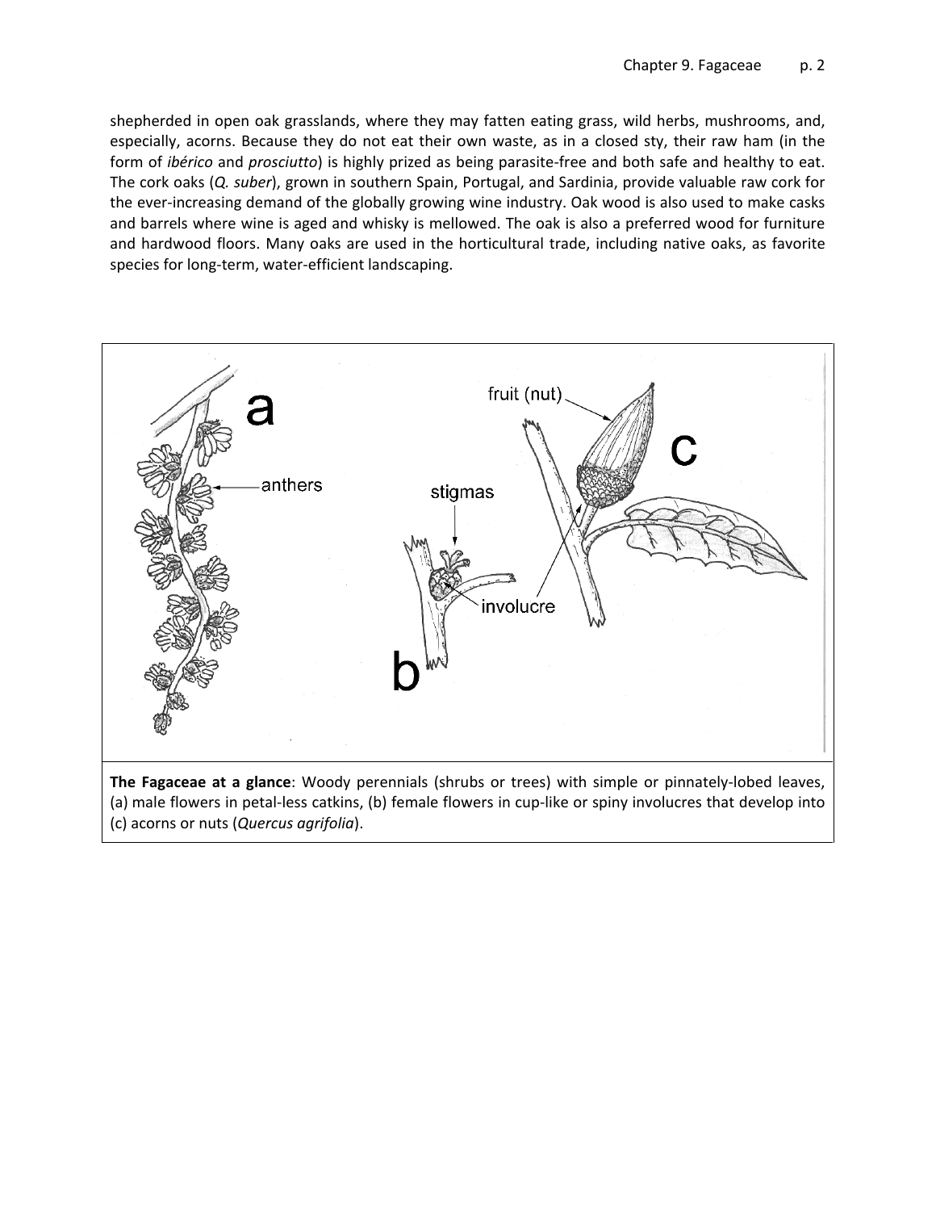shepherded in open oak grasslands, where they may fatten eating grass, wild herbs, mushrooms, and, especially, acorns. Because they do not eat their own waste, as in a closed sty, their raw ham (in the form of *ibérico* and *prosciutto*) is highly prized as being parasite-free and both safe and healthy to eat. The cork oaks (*Q. suber*), grown in southern Spain, Portugal, and Sardinia, provide valuable raw cork for the ever-increasing demand of the globally growing wine industry. Oak wood is also used to make casks and barrels where wine is aged and whisky is mellowed. The oak is also a preferred wood for furniture and hardwood floors. Many oaks are used in the horticultural trade, including native oaks, as favorite species for long-term, water-efficient landscaping.

**The Fagaceae at a glance**: Woody perennials (shrubs or trees) with simple or pinnately-lobed leaves, (a) male flowers in petal-less catkins, (b) female flowers in cup-like or spiny involucres that develop into (c) acorns or nuts (*Quercus agrifolia*).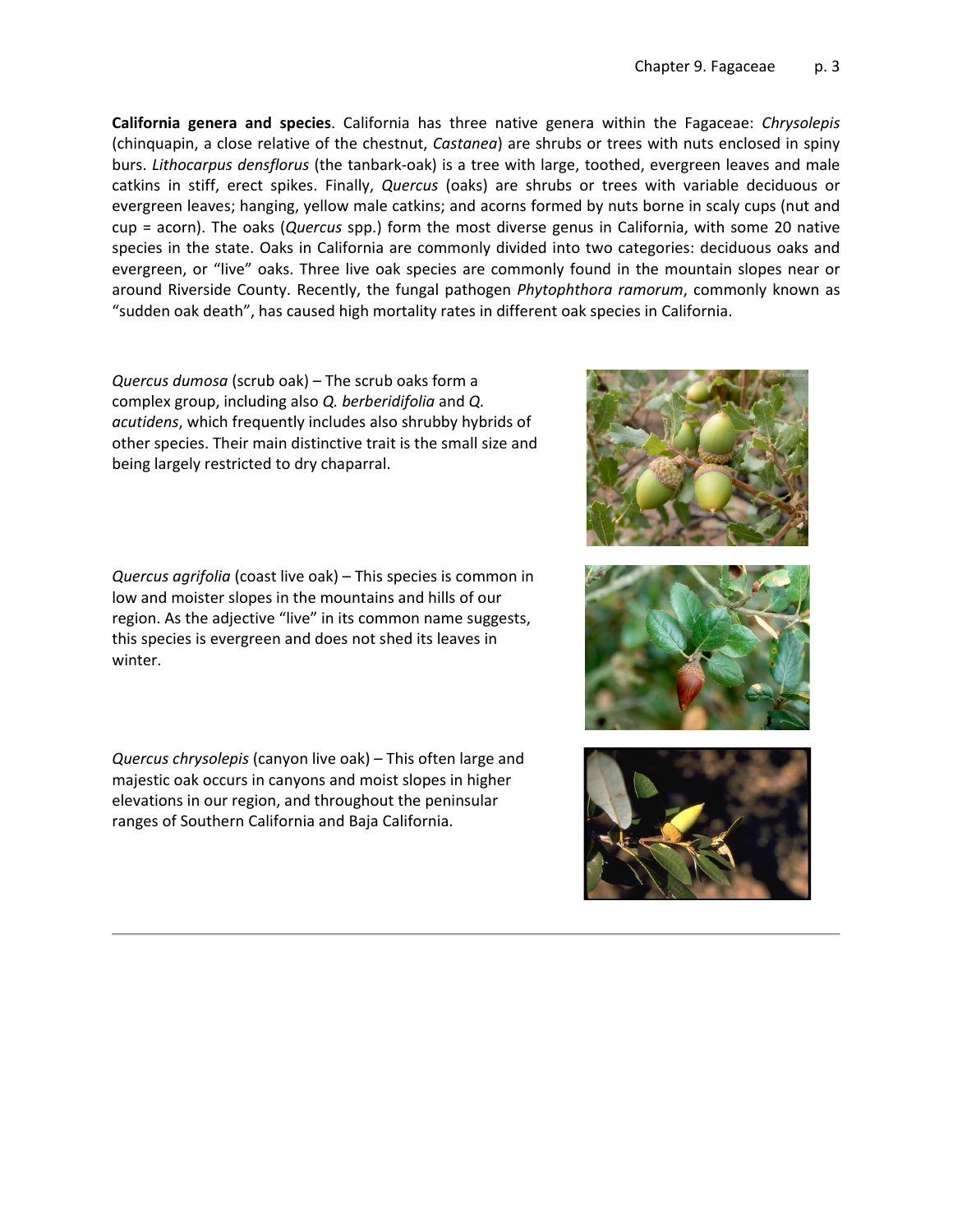**California genera and species**. California has three native genera within the Fagaceae: *Chrysolepis* (chinquapin, a close relative of the chestnut, *Castanea*) are shrubs or trees with nuts enclosed in spiny burs. *Lithocarpus densflorus* (the tanbark-oak) is a tree with large, toothed, evergreen leaves and male catkins in stiff, erect spikes. Finally, *Quercus* (oaks) are shrubs or trees with variable deciduous or evergreen leaves; hanging, yellow male catkins; and acorns formed by nuts borne in scaly cups (nut and cup = acorn). The oaks (*Quercus* spp.) form the most diverse genus in California, with some 20 native species in the state. Oaks in California are commonly divided into two categories: deciduous oaks and evergreen, or "live" oaks. Three live oak species are commonly found in the mountain slopes near or around Riverside County. Recently, the fungal pathogen *Phytophthora ramorum*, commonly known as "sudden oak death", has caused high mortality rates in different oak species in California.

*Quercus dumosa* (scrub oak) – The scrub oaks form a complex group, including also *Q. berberidifolia* and *Q. acutidens*, which frequently includes also shrubby hybrids of other species. Their main distinctive trait is the small size and being largely restricted to dry chaparral.

*Quercus agrifolia* (coast live oak) – This species is common in low and moister slopes in the mountains and hills of our region. As the adjective "live" in its common name suggests, this species is evergreen and does not shed its leaves in winter.

*Quercus chrysolepis* (canyon live oak) – This often large and majestic oak occurs in canyons and moist slopes in higher elevations in our region, and throughout the peninsular ranges of Southern California and Baja California.